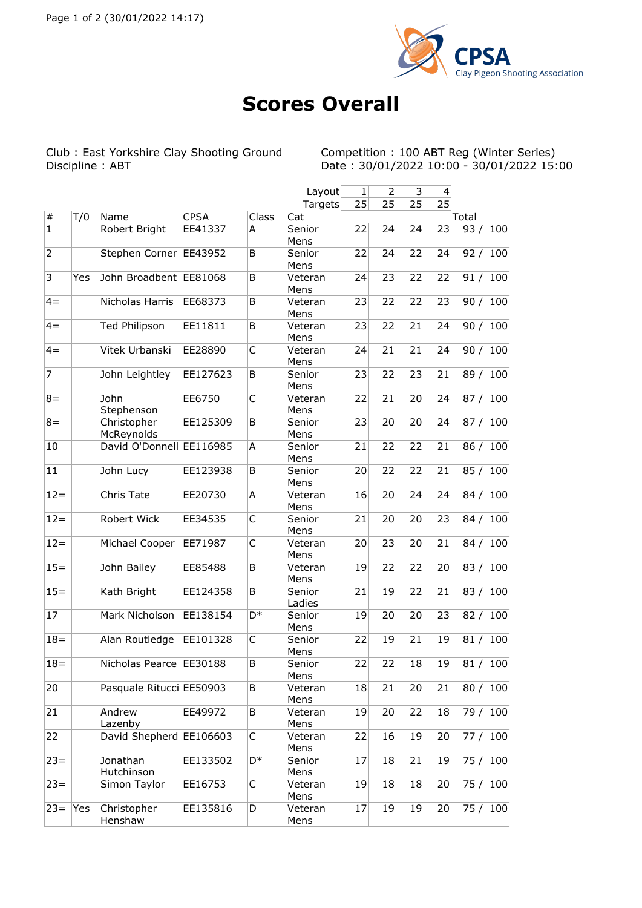CPSA
Clay Pigeon Shooting Association

# Scores Overall

Club : East Yorkshire Clay Shooting Ground
Discipline : ABT

Competition : 100 ABT Reg (Winter Series)
Date : 30/01/2022 10:00 - 30/01/2022 15:00

| | | | | | Layout | 1 | 2 | 3 | 4 | |
|---|---|---|---|---|---|---|---|---|---|---|
| | | | | | Targets | 25 | 25 | 25 | 25 | |
| # | T/0 | Name | CPSA | Class | Cat | | | | | Total |
| 1 | | Robert Bright | EE41337 | A | Senior Mens | 22 | 24 | 24 | 23 | 93 / 100 |
| 2 | | Stephen Corner | EE43952 | B | Senior Mens | 22 | 24 | 22 | 24 | 92 / 100 |
| 3 | Yes | John Broadbent | EE81068 | B | Veteran Mens | 24 | 23 | 22 | 22 | 91 / 100 |
| 4= | | Nicholas Harris | EE68373 | B | Veteran Mens | 23 | 22 | 22 | 23 | 90 / 100 |
| 4= | | Ted Philipson | EE11811 | B | Veteran Mens | 23 | 22 | 21 | 24 | 90 / 100 |
| 4= | | Vitek Urbanski | EE28890 | C | Veteran Mens | 24 | 21 | 21 | 24 | 90 / 100 |
| 7 | | John Leightley | EE127623 | B | Senior Mens | 23 | 22 | 23 | 21 | 89 / 100 |
| 8= | | John Stephenson | EE6750 | C | Veteran Mens | 22 | 21 | 20 | 24 | 87 / 100 |
| 8= | | Christopher McReynolds | EE125309 | B | Senior Mens | 23 | 20 | 20 | 24 | 87 / 100 |
| 10 | | David O'Donnell | EE116985 | A | Senior Mens | 21 | 22 | 22 | 21 | 86 / 100 |
| 11 | | John Lucy | EE123938 | B | Senior Mens | 20 | 22 | 22 | 21 | 85 / 100 |
| 12= | | Chris Tate | EE20730 | A | Veteran Mens | 16 | 20 | 24 | 24 | 84 / 100 |
| 12= | | Robert Wick | EE34535 | C | Senior Mens | 21 | 20 | 20 | 23 | 84 / 100 |
| 12= | | Michael Cooper | EE71987 | C | Veteran Mens | 20 | 23 | 20 | 21 | 84 / 100 |
| 15= | | John Bailey | EE85488 | B | Veteran Mens | 19 | 22 | 22 | 20 | 83 / 100 |
| 15= | | Kath Bright | EE124358 | B | Senior Ladies | 21 | 19 | 22 | 21 | 83 / 100 |
| 17 | | Mark Nicholson | EE138154 | D* | Senior Mens | 19 | 20 | 20 | 23 | 82 / 100 |
| 18= | | Alan Routledge | EE101328 | C | Senior Mens | 22 | 19 | 21 | 19 | 81 / 100 |
| 18= | | Nicholas Pearce | EE30188 | B | Senior Mens | 22 | 22 | 18 | 19 | 81 / 100 |
| 20 | | Pasquale Ritucci | EE50903 | B | Veteran Mens | 18 | 21 | 20 | 21 | 80 / 100 |
| 21 | | Andrew Lazenby | EE49972 | B | Veteran Mens | 19 | 20 | 22 | 18 | 79 / 100 |
| 22 | | David Shepherd | EE106603 | C | Veteran Mens | 22 | 16 | 19 | 20 | 77 / 100 |
| 23= | | Jonathan Hutchinson | EE133502 | D* | Senior Mens | 17 | 18 | 21 | 19 | 75 / 100 |
| 23= | | Simon Taylor | EE16753 | C | Veteran Mens | 19 | 18 | 18 | 20 | 75 / 100 |
| 23= | Yes | Christopher Henshaw | EE135816 | D | Veteran Mens | 17 | 19 | 19 | 20 | 75 / 100 |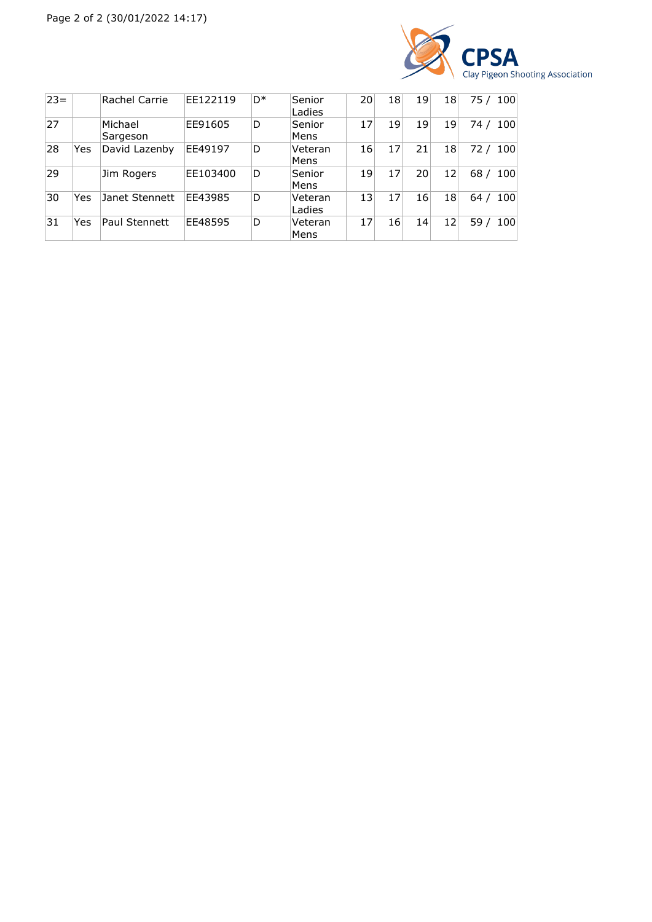| | | | | | | | | | | |
|---|---|---|---|---|---|---|---|---|---|---|
| 23= | | Rachel Carrie | EE122119 | D* | Senior Ladies | 20 | 18 | 19 | 18 | 75 / 100 |
| 27 | | Michael Sargeson | EE91605 | D | Senior Mens | 17 | 19 | 19 | 19 | 74 / 100 |
| 28 | Yes | David Lazenby | EE49197 | D | Veteran Mens | 16 | 17 | 21 | 18 | 72 / 100 |
| 29 | | Jim Rogers | EE103400 | D | Senior Mens | 19 | 17 | 20 | 12 | 68 / 100 |
| 30 | Yes | Janet Stennett | EE43985 | D | Veteran Ladies | 13 | 17 | 16 | 18 | 64 / 100 |
| 31 | Yes | Paul Stennett | EE48595 | D | Veteran Mens | 17 | 16 | 14 | 12 | 59 / 100 |